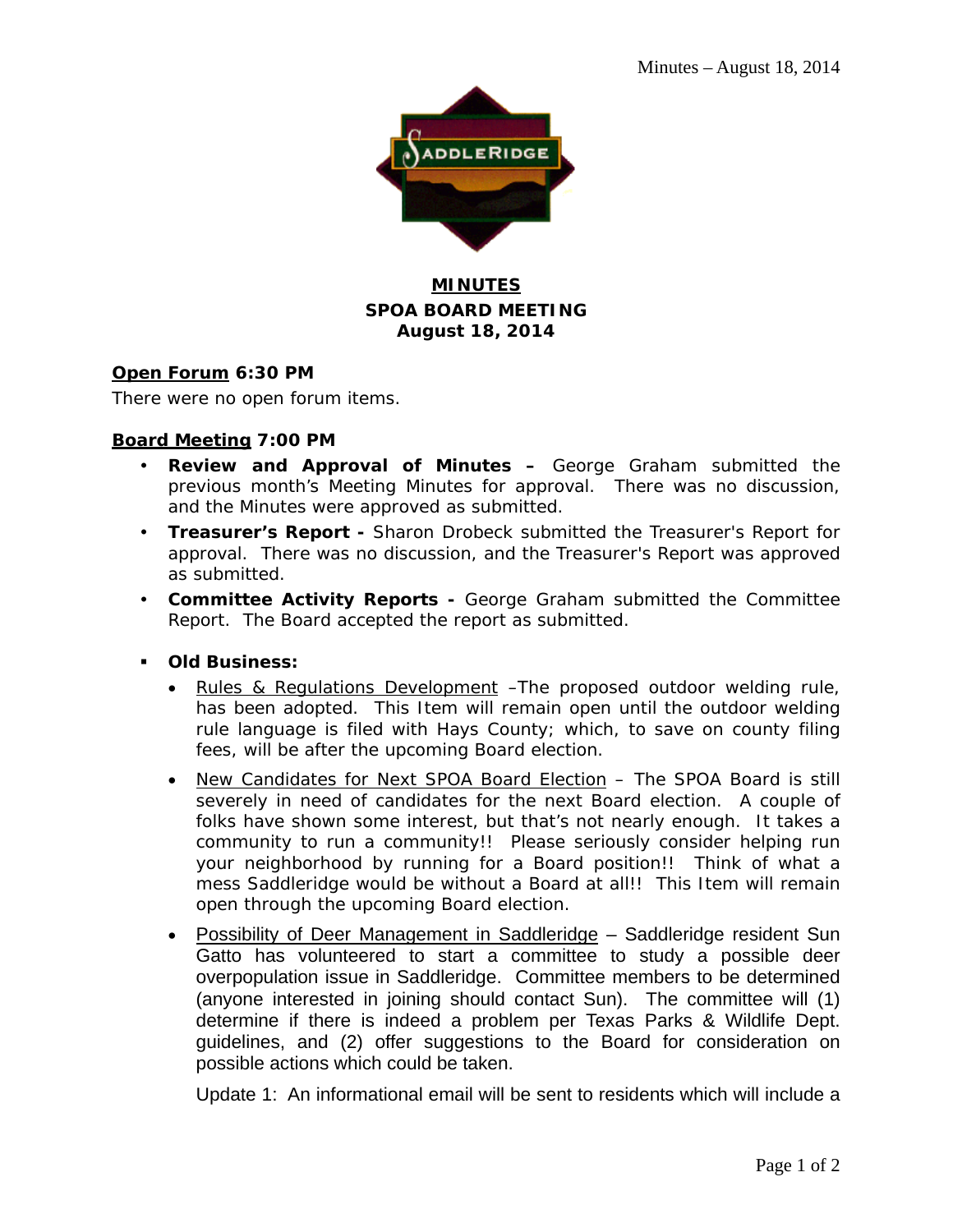# MINUTES

## SPOA BOARD MEETING

## August 18, 2014

**Open Forum 6:30 PM**

There were no open forum items.

**Board Meeting 7:00 PM**

- **Review and Approval of Minutes –** George Graham submitted the previous month's Meeting Minutes for approval. There was no discussion, and the Minutes were approved as submitted.
- **Treasurer's Report -** Sharon Drobeck submitted the Treasurer's Report for approval. There was no discussion, and the Treasurer's Report was approved as submitted.
- **Committee Activity Reports -** George Graham submitted the Committee Report. The Board accepted the report as submitted.
- **Old Business:**
  - Rules & Regulations Development –The proposed outdoor welding rule, has been adopted. This Item will remain open until the outdoor welding rule language is filed with Hays County; which, to save on county filing fees, will be after the upcoming Board election.
  - New Candidates for Next SPOA Board Election – The SPOA Board is still severely in need of candidates for the next Board election. A couple of folks have shown some interest, but that's not nearly enough. It takes a community to run a community!! Please seriously consider helping run your neighborhood by running for a Board position!! Think of what a mess Saddleridge would be without a Board at all!! This Item will remain open through the upcoming Board election.
  - Possibility of Deer Management in Saddleridge – Saddleridge resident Sun Gatto has volunteered to start a committee to study a possible deer overpopulation issue in Saddleridge. Committee members to be determined (anyone interested in joining should contact Sun). The committee will (1) determine if there is indeed a problem per Texas Parks & Wildlife Dept. guidelines, and (2) offer suggestions to the Board for consideration on possible actions which could be taken.

    Update 1: An informational email will be sent to residents which will include a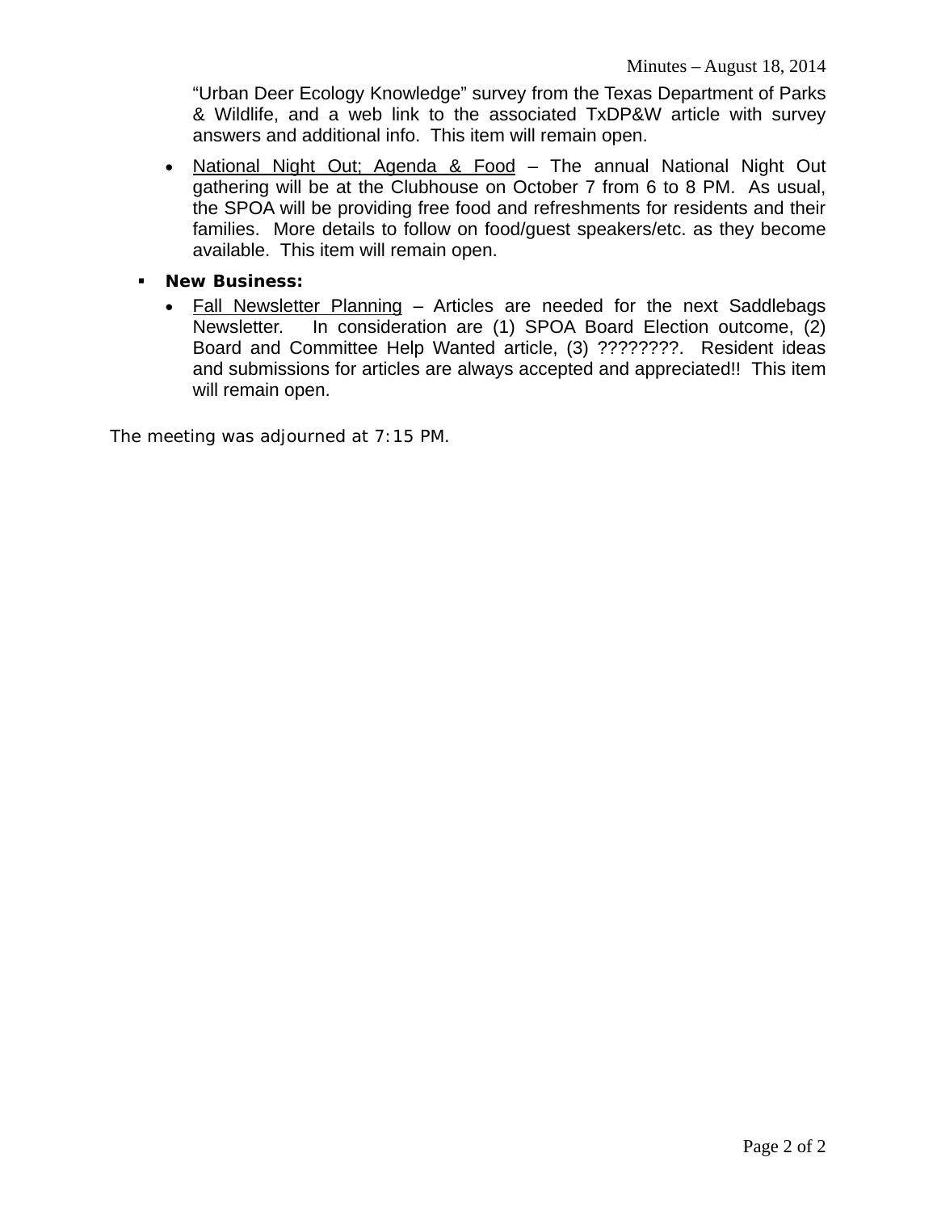"Urban Deer Ecology Knowledge" survey from the Texas Department of Parks & Wildlife, and a web link to the associated TxDP&W article with survey answers and additional info. This item will remain open.

- National Night Out; Agenda & Food – The annual National Night Out gathering will be at the Clubhouse on October 7 from 6 to 8 PM. As usual, the SPOA will be providing free food and refreshments for residents and their families. More details to follow on food/guest speakers/etc. as they become available. This item will remain open.

- **New Business:**
  - Fall Newsletter Planning – Articles are needed for the next Saddlebags Newsletter. In consideration are (1) SPOA Board Election outcome, (2) Board and Committee Help Wanted article, (3) ????????. Resident ideas and submissions for articles are always accepted and appreciated!! This item will remain open.

The meeting was adjourned at 7:15 PM.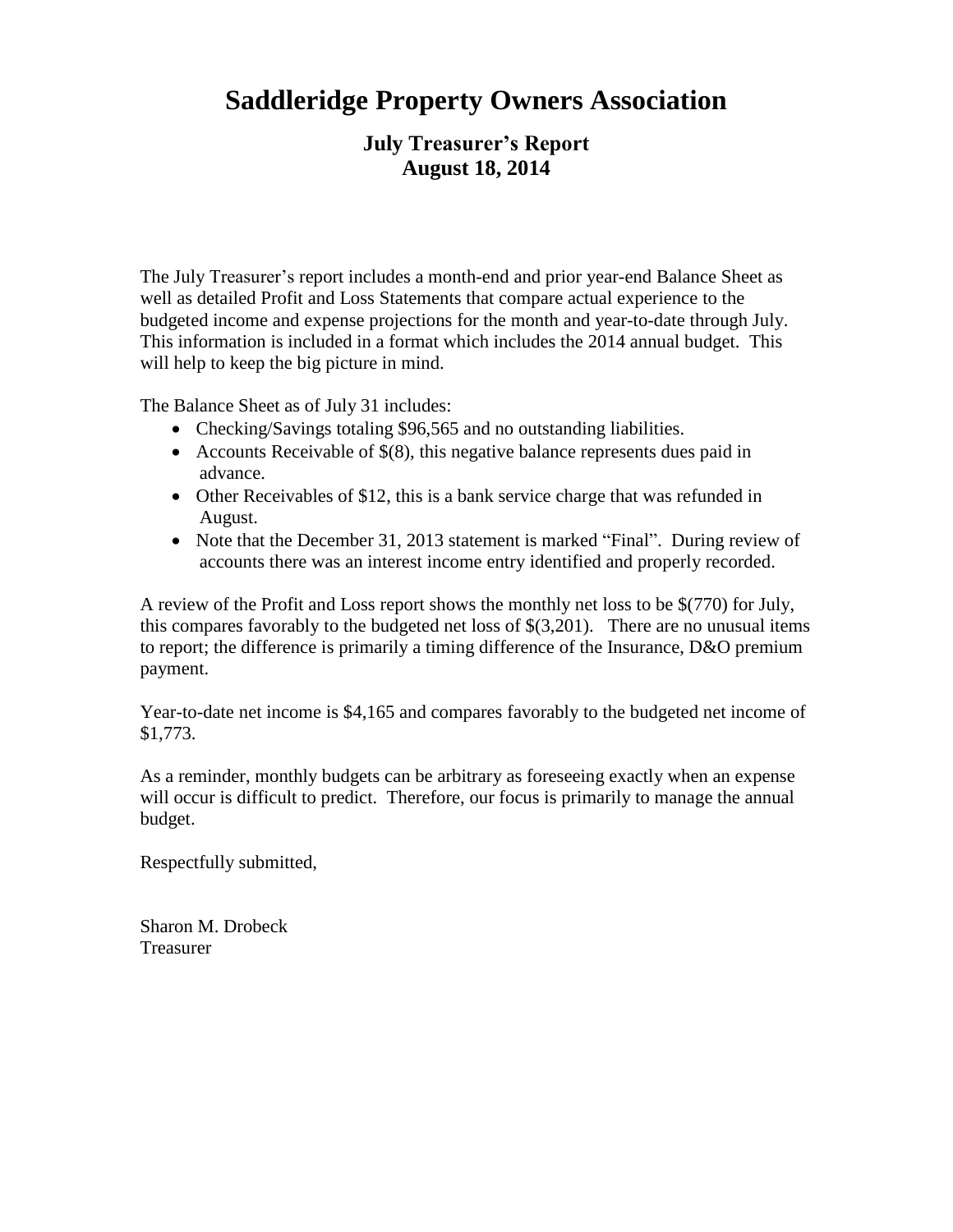# Saddleridge Property Owners Association

## July Treasurer's Report
## August 18, 2014

The July Treasurer's report includes a month-end and prior year-end Balance Sheet as well as detailed Profit and Loss Statements that compare actual experience to the budgeted income and expense projections for the month and year-to-date through July. This information is included in a format which includes the 2014 annual budget. This will help to keep the big picture in mind.

The Balance Sheet as of July 31 includes:

- Checking/Savings totaling $96,565 and no outstanding liabilities.
- Accounts Receivable of $(8), this negative balance represents dues paid in advance.
- Other Receivables of $12, this is a bank service charge that was refunded in August.
- Note that the December 31, 2013 statement is marked "Final". During review of accounts there was an interest income entry identified and properly recorded.

A review of the Profit and Loss report shows the monthly net loss to be $(770) for July, this compares favorably to the budgeted net loss of $(3,201). There are no unusual items to report; the difference is primarily a timing difference of the Insurance, D&O premium payment.

Year-to-date net income is $4,165 and compares favorably to the budgeted net income of $1,773.

As a reminder, monthly budgets can be arbitrary as foreseeing exactly when an expense will occur is difficult to predict. Therefore, our focus is primarily to manage the annual budget.

Respectfully submitted,

Sharon M. Drobeck
Treasurer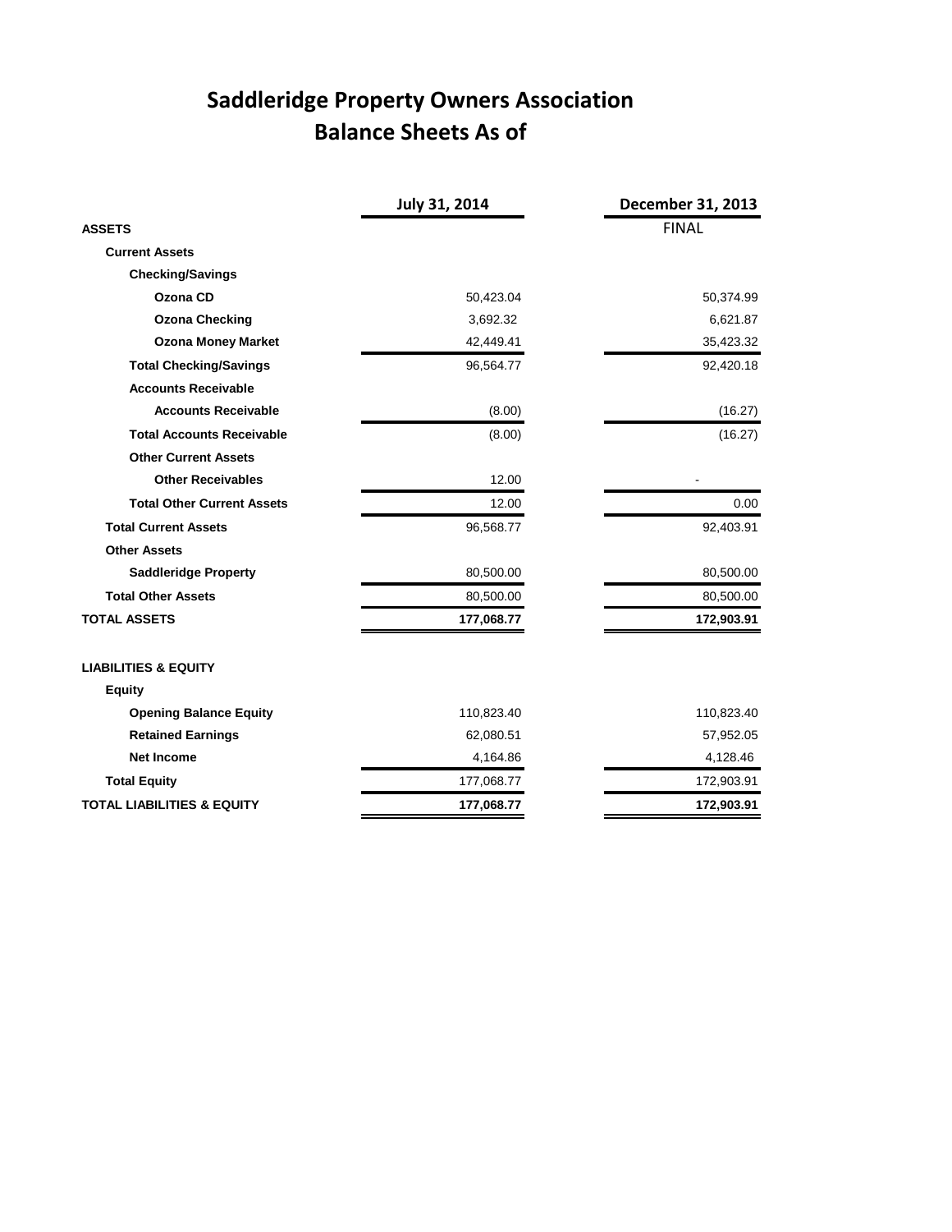# Saddleridge Property Owners Association
## Balance Sheets As of

| | July 31, 2014 | December 31, 2013 |
|---|---|---|
| | | FINAL |
| **ASSETS** | | |
| **Current Assets** | | |
| **Checking/Savings** | | |
| **Ozona CD** | 50,423.04 | 50,374.99 |
| **Ozona Checking** | 3,692.32 | 6,621.87 |
| **Ozona Money Market** | 42,449.41 | 35,423.32 |
| **Total Checking/Savings** | 96,564.77 | 92,420.18 |
| **Accounts Receivable** | | |
| **Accounts Receivable** | (8.00) | (16.27) |
| **Total Accounts Receivable** | (8.00) | (16.27) |
| **Other Current Assets** | | |
| **Other Receivables** | 12.00 | - |
| **Total Other Current Assets** | 12.00 | 0.00 |
| **Total Current Assets** | 96,568.77 | 92,403.91 |
| **Other Assets** | | |
| **Saddleridge Property** | 80,500.00 | 80,500.00 |
| **Total Other Assets** | 80,500.00 | 80,500.00 |
| **TOTAL ASSETS** | **177,068.77** | **172,903.91** |
| | | |
| **LIABILITIES & EQUITY** | | |
| **Equity** | | |
| **Opening Balance Equity** | 110,823.40 | 110,823.40 |
| **Retained Earnings** | 62,080.51 | 57,952.05 |
| **Net Income** | 4,164.86 | 4,128.46 |
| **Total Equity** | 177,068.77 | 172,903.91 |
| **TOTAL LIABILITIES & EQUITY** | **177,068.77** | **172,903.91** |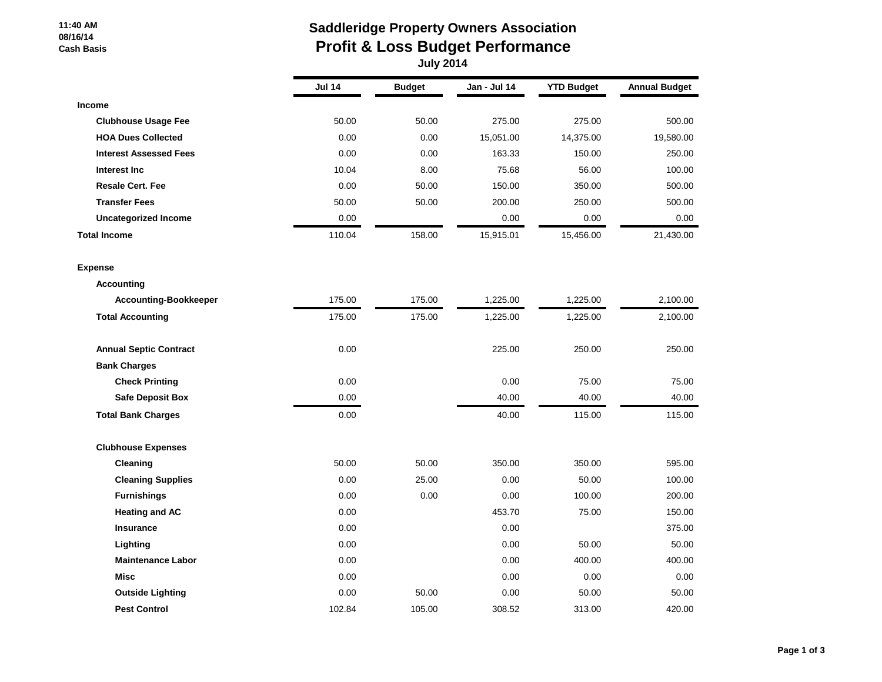11:40 AM
08/16/14
Cash Basis

# Saddleridge Property Owners Association
## Profit & Loss Budget Performance
### July 2014

| | Jul 14 | Budget | Jan - Jul 14 | YTD Budget | Annual Budget |
|---|---|---|---|---|---|
| **Income** | | | | | |
| **Clubhouse Usage Fee** | 50.00 | 50.00 | 275.00 | 275.00 | 500.00 |
| **HOA Dues Collected** | 0.00 | 0.00 | 15,051.00 | 14,375.00 | 19,580.00 |
| **Interest Assessed Fees** | 0.00 | 0.00 | 163.33 | 150.00 | 250.00 |
| **Interest Inc** | 10.04 | 8.00 | 75.68 | 56.00 | 100.00 |
| **Resale Cert. Fee** | 0.00 | 50.00 | 150.00 | 350.00 | 500.00 |
| **Transfer Fees** | 50.00 | 50.00 | 200.00 | 250.00 | 500.00 |
| **Uncategorized Income** | 0.00 | | 0.00 | 0.00 | 0.00 |
| **Total Income** | 110.04 | 158.00 | 15,915.01 | 15,456.00 | 21,430.00 |
| | | | | | |
| **Expense** | | | | | |
| **Accounting** | | | | | |
| **Accounting-Bookkeeper** | 175.00 | 175.00 | 1,225.00 | 1,225.00 | 2,100.00 |
| **Total Accounting** | 175.00 | 175.00 | 1,225.00 | 1,225.00 | 2,100.00 |
| | | | | | |
| **Annual Septic Contract** | 0.00 | | 225.00 | 250.00 | 250.00 |
| **Bank Charges** | | | | | |
| **Check Printing** | 0.00 | | 0.00 | 75.00 | 75.00 |
| **Safe Deposit Box** | 0.00 | | 40.00 | 40.00 | 40.00 |
| **Total Bank Charges** | 0.00 | | 40.00 | 115.00 | 115.00 |
| | | | | | |
| **Clubhouse Expenses** | | | | | |
| **Cleaning** | 50.00 | 50.00 | 350.00 | 350.00 | 595.00 |
| **Cleaning Supplies** | 0.00 | 25.00 | 0.00 | 50.00 | 100.00 |
| **Furnishings** | 0.00 | 0.00 | 0.00 | 100.00 | 200.00 |
| **Heating and AC** | 0.00 | | 453.70 | 75.00 | 150.00 |
| **Insurance** | 0.00 | | 0.00 | | 375.00 |
| **Lighting** | 0.00 | | 0.00 | 50.00 | 50.00 |
| **Maintenance Labor** | 0.00 | | 0.00 | 400.00 | 400.00 |
| **Misc** | 0.00 | | 0.00 | 0.00 | 0.00 |
| **Outside Lighting** | 0.00 | 50.00 | 0.00 | 50.00 | 50.00 |
| **Pest Control** | 102.84 | 105.00 | 308.52 | 313.00 | 420.00 |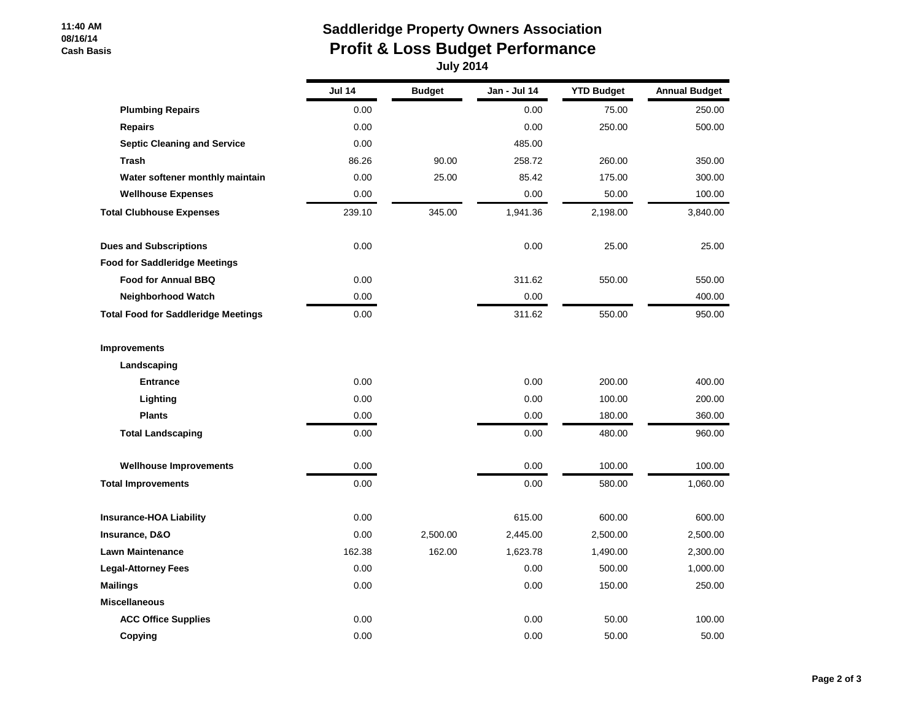11:40 AM
08/16/14
Cash Basis

# Saddleridge Property Owners Association
## Profit & Loss Budget Performance
### July 2014

| | Jul 14 | Budget | Jan - Jul 14 | YTD Budget | Annual Budget |
|---|---|---|---|---|---|
| **Plumbing Repairs** | 0.00 | | 0.00 | 75.00 | 250.00 |
| **Repairs** | 0.00 | | 0.00 | 250.00 | 500.00 |
| **Septic Cleaning and Service** | 0.00 | | 485.00 | | |
| **Trash** | 86.26 | 90.00 | 258.72 | 260.00 | 350.00 |
| **Water softener monthly maintain** | 0.00 | 25.00 | 85.42 | 175.00 | 300.00 |
| **Wellhouse Expenses** | 0.00 | | 0.00 | 50.00 | 100.00 |
| **Total Clubhouse Expenses** | 239.10 | 345.00 | 1,941.36 | 2,198.00 | 3,840.00 |
| **Dues and Subscriptions** | 0.00 | | 0.00 | 25.00 | 25.00 |
| **Food for Saddleridge Meetings** | | | | | |
| **Food for Annual BBQ** | 0.00 | | 311.62 | 550.00 | 550.00 |
| **Neighborhood Watch** | 0.00 | | 0.00 | | 400.00 |
| **Total Food for Saddleridge Meetings** | 0.00 | | 311.62 | 550.00 | 950.00 |
| **Improvements** | | | | | |
| **Landscaping** | | | | | |
| **Entrance** | 0.00 | | 0.00 | 200.00 | 400.00 |
| **Lighting** | 0.00 | | 0.00 | 100.00 | 200.00 |
| **Plants** | 0.00 | | 0.00 | 180.00 | 360.00 |
| **Total Landscaping** | 0.00 | | 0.00 | 480.00 | 960.00 |
| **Wellhouse Improvements** | 0.00 | | 0.00 | 100.00 | 100.00 |
| **Total Improvements** | 0.00 | | 0.00 | 580.00 | 1,060.00 |
| **Insurance-HOA Liability** | 0.00 | | 615.00 | 600.00 | 600.00 |
| **Insurance, D&O** | 0.00 | 2,500.00 | 2,445.00 | 2,500.00 | 2,500.00 |
| **Lawn Maintenance** | 162.38 | 162.00 | 1,623.78 | 1,490.00 | 2,300.00 |
| **Legal-Attorney Fees** | 0.00 | | 0.00 | 500.00 | 1,000.00 |
| **Mailings** | 0.00 | | 0.00 | 150.00 | 250.00 |
| **Miscellaneous** | | | | | |
| **ACC Office Supplies** | 0.00 | | 0.00 | 50.00 | 100.00 |
| **Copying** | 0.00 | | 0.00 | 50.00 | 50.00 |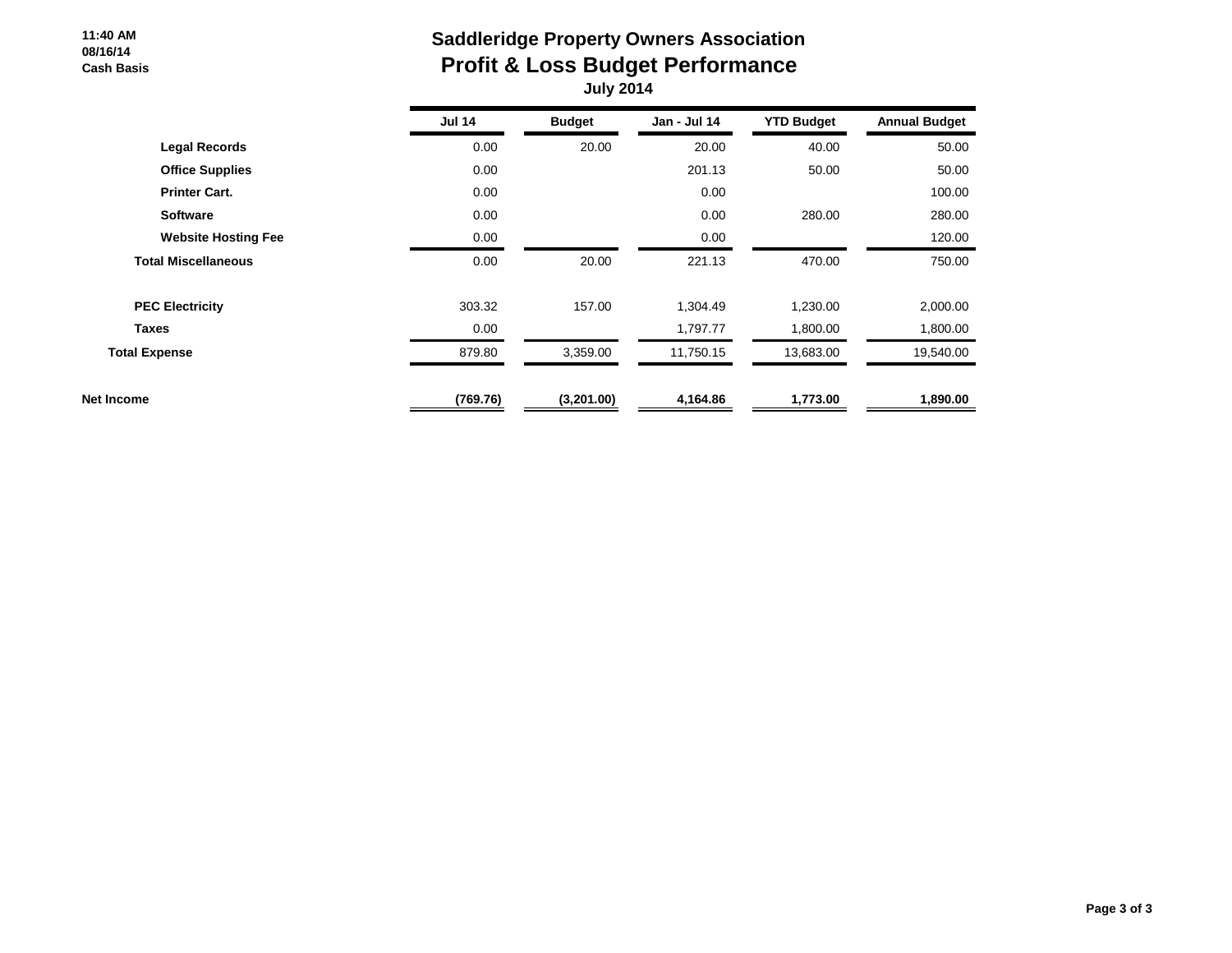11:40 AM
08/16/14
Cash Basis

# Saddleridge Property Owners Association
## Profit & Loss Budget Performance
### July 2014

| | Jul 14 | Budget | Jan - Jul 14 | YTD Budget | Annual Budget |
|---|---|---|---|---|---|
| **Legal Records** | 0.00 | 20.00 | 20.00 | 40.00 | 50.00 |
| **Office Supplies** | 0.00 | | 201.13 | 50.00 | 50.00 |
| **Printer Cart.** | 0.00 | | 0.00 | | 100.00 |
| **Software** | 0.00 | | 0.00 | 280.00 | 280.00 |
| **Website Hosting Fee** | 0.00 | | 0.00 | | 120.00 |
| **Total Miscellaneous** | 0.00 | 20.00 | 221.13 | 470.00 | 750.00 |
| | | | | | |
| **PEC Electricity** | 303.32 | 157.00 | 1,304.49 | 1,230.00 | 2,000.00 |
| **Taxes** | 0.00 | | 1,797.77 | 1,800.00 | 1,800.00 |
| **Total Expense** | 879.80 | 3,359.00 | 11,750.15 | 13,683.00 | 19,540.00 |
| | | | | | |
| **Net Income** | **(769.76)** | **(3,201.00)** | **4,164.86** | **1,773.00** | **1,890.00** |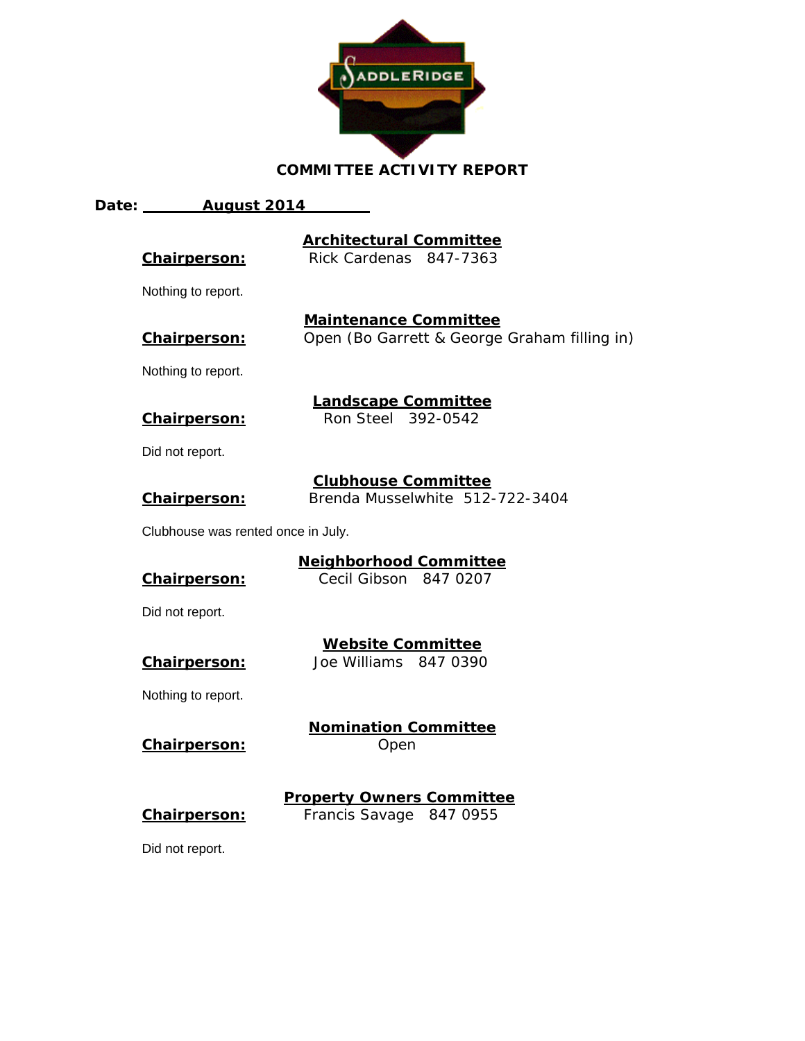SADDLERIDGE

# COMMITTEE ACTIVITY REPORT

**Date: August 2014**

## Architectural Committee

**Chairperson:** Rick Cardenas 847-7363

Nothing to report.

## Maintenance Committee

**Chairperson:** Open (Bo Garrett & George Graham filling in)

Nothing to report.

## Landscape Committee

**Chairperson:** Ron Steel 392-0542

Did not report.

## Clubhouse Committee

**Chairperson:** Brenda Musselwhite 512-722-3404

Clubhouse was rented once in July.

## Neighborhood Committee

**Chairperson:** Cecil Gibson 847 0207

Did not report.

## Website Committee

**Chairperson:** Joe Williams 847 0390

Nothing to report.

## Nomination Committee

**Chairperson:** Open

## Property Owners Committee

**Chairperson:** Francis Savage 847 0955

Did not report.